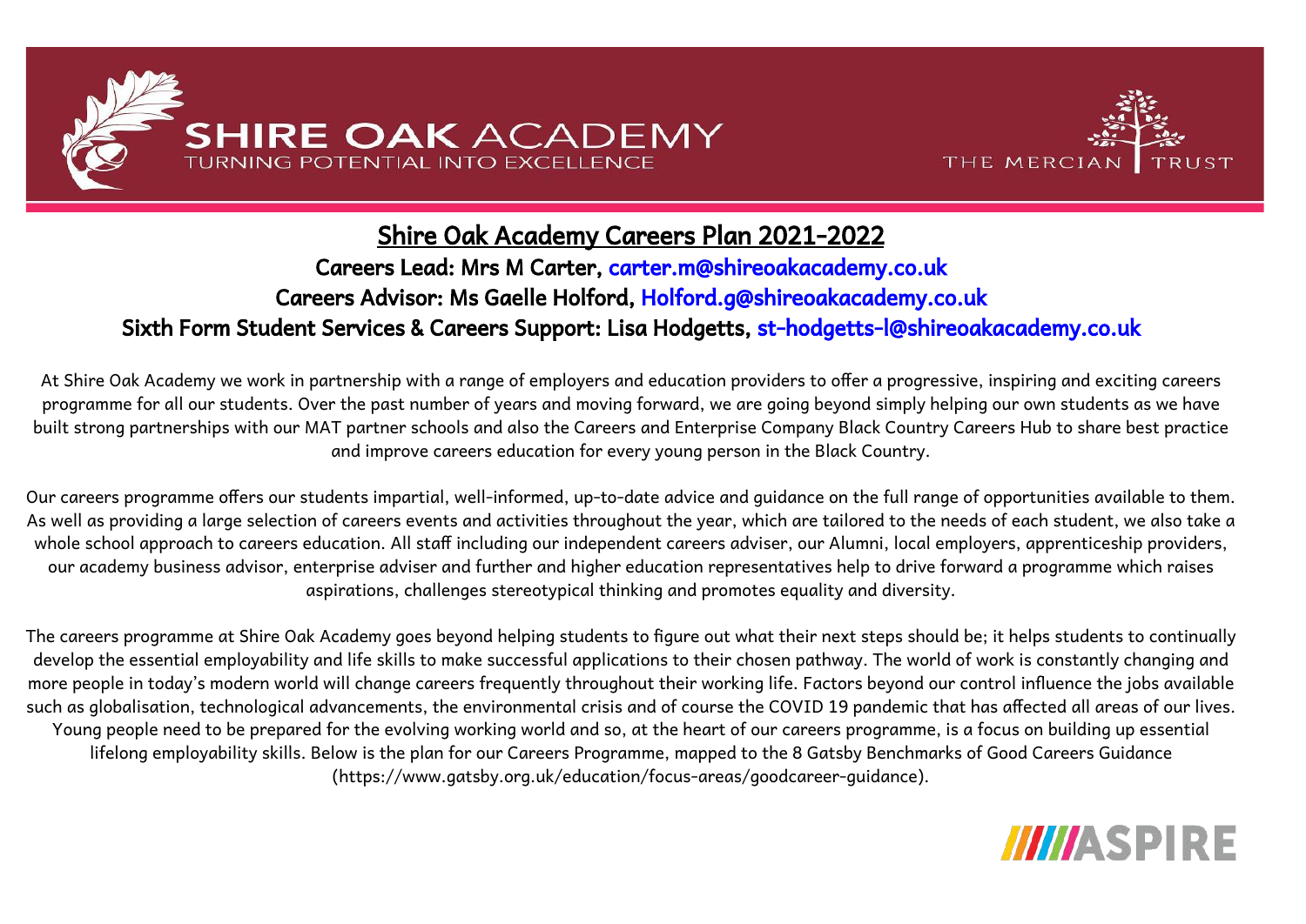SHIRE OAK ACADEMY
TURNING POTENTIAL INTO EXCELLENCE

THE MERCIAN TRUST

# Shire Oak Academy Careers Plan 2021-2022

**Careers Lead: Mrs M Carter, carter.m@shireoakacademy.co.uk**

**Careers Advisor: Ms Gaelle Holford, Holford.g@shireoakacademy.co.uk**

**Sixth Form Student Services & Careers Support: Lisa Hodgetts, st-hodgetts-l@shireoakacademy.co.uk**

At Shire Oak Academy we work in partnership with a range of employers and education providers to offer a progressive, inspiring and exciting careers programme for all our students. Over the past number of years and moving forward, we are going beyond simply helping our own students as we have built strong partnerships with our MAT partner schools and also the Careers and Enterprise Company Black Country Careers Hub to share best practice and improve careers education for every young person in the Black Country.

Our careers programme offers our students impartial, well-informed, up-to-date advice and guidance on the full range of opportunities available to them. As well as providing a large selection of careers events and activities throughout the year, which are tailored to the needs of each student, we also take a whole school approach to careers education. All staff including our independent careers adviser, our Alumni, local employers, apprenticeship providers, our academy business advisor, enterprise adviser and further and higher education representatives help to drive forward a programme which raises aspirations, challenges stereotypical thinking and promotes equality and diversity.

The careers programme at Shire Oak Academy goes beyond helping students to figure out what their next steps should be; it helps students to continually develop the essential employability and life skills to make successful applications to their chosen pathway. The world of work is constantly changing and more people in today's modern world will change careers frequently throughout their working life. Factors beyond our control influence the jobs available such as globalisation, technological advancements, the environmental crisis and of course the COVID 19 pandemic that has affected all areas of our lives. Young people need to be prepared for the evolving working world and so, at the heart of our careers programme, is a focus on building up essential lifelong employability skills. Below is the plan for our Careers Programme, mapped to the 8 Gatsby Benchmarks of Good Careers Guidance (https://www.gatsby.org.uk/education/focus-areas/goodcareer-guidance).

ASPIRE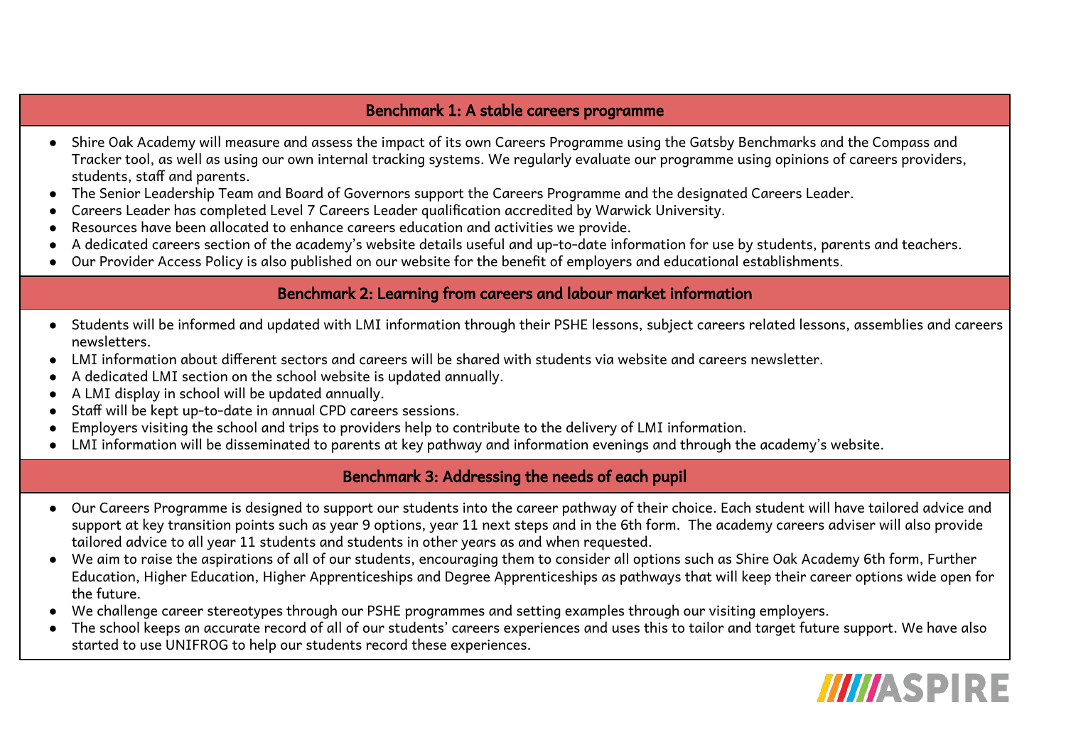## Benchmark 1: A stable careers programme

- Shire Oak Academy will measure and assess the impact of its own Careers Programme using the Gatsby Benchmarks and the Compass and Tracker tool, as well as using our own internal tracking systems. We regularly evaluate our programme using opinions of careers providers, students, staff and parents.
- The Senior Leadership Team and Board of Governors support the Careers Programme and the designated Careers Leader.
- Careers Leader has completed Level 7 Careers Leader qualification accredited by Warwick University.
- Resources have been allocated to enhance careers education and activities we provide.
- A dedicated careers section of the academy's website details useful and up-to-date information for use by students, parents and teachers.
- Our Provider Access Policy is also published on our website for the benefit of employers and educational establishments.

## Benchmark 2: Learning from careers and labour market information

- Students will be informed and updated with LMI information through their PSHE lessons, subject careers related lessons, assemblies and careers newsletters.
- LMI information about different sectors and careers will be shared with students via website and careers newsletter.
- A dedicated LMI section on the school website is updated annually.
- A LMI display in school will be updated annually.
- Staff will be kept up-to-date in annual CPD careers sessions.
- Employers visiting the school and trips to providers help to contribute to the delivery of LMI information.
- LMI information will be disseminated to parents at key pathway and information evenings and through the academy's website.

## Benchmark 3: Addressing the needs of each pupil

- Our Careers Programme is designed to support our students into the career pathway of their choice. Each student will have tailored advice and support at key transition points such as year 9 options, year 11 next steps and in the 6th form. The academy careers adviser will also provide tailored advice to all year 11 students and students in other years as and when requested.
- We aim to raise the aspirations of all of our students, encouraging them to consider all options such as Shire Oak Academy 6th form, Further Education, Higher Education, Higher Apprenticeships and Degree Apprenticeships as pathways that will keep their career options wide open for the future.
- We challenge career stereotypes through our PSHE programmes and setting examples through our visiting employers.
- The school keeps an accurate record of all of our students' careers experiences and uses this to tailor and target future support. We have also started to use UNIFROG to help our students record these experiences.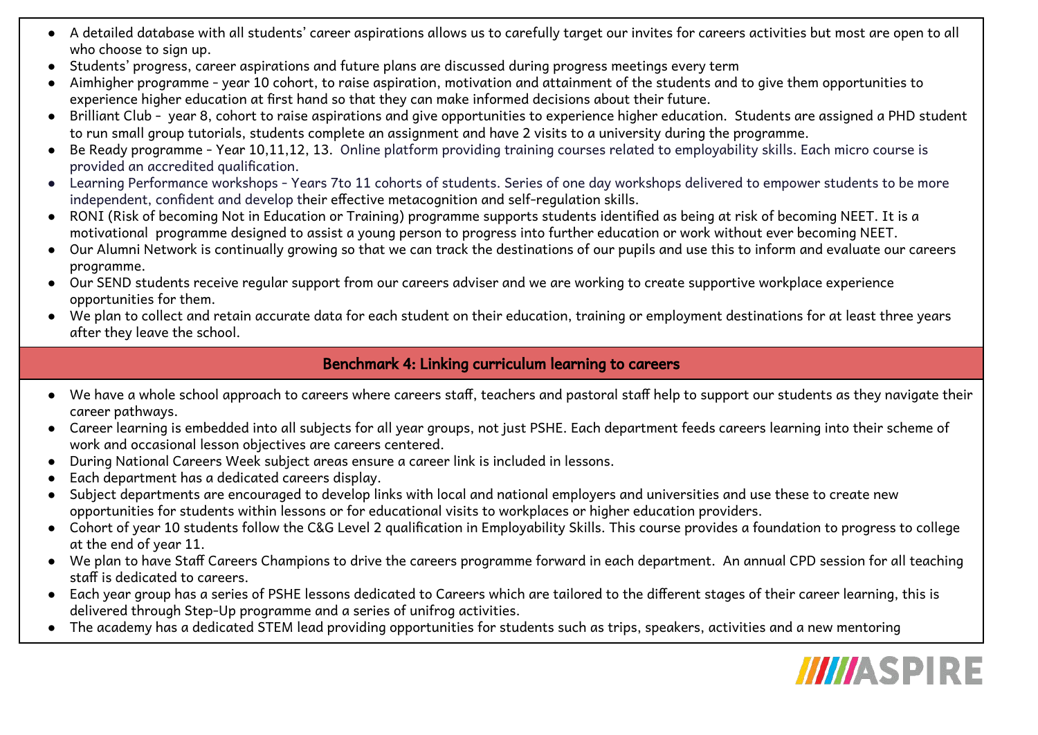- A detailed database with all students' career aspirations allows us to carefully target our invites for careers activities but most are open to all who choose to sign up.
- Students' progress, career aspirations and future plans are discussed during progress meetings every term
- Aimhigher programme - year 10 cohort, to raise aspiration, motivation and attainment of the students and to give them opportunities to experience higher education at first hand so that they can make informed decisions about their future.
- Brilliant Club - year 8, cohort to raise aspirations and give opportunities to experience higher education. Students are assigned a PHD student to run small group tutorials, students complete an assignment and have 2 visits to a university during the programme.
- Be Ready programme - Year 10,11,12, 13. Online platform providing training courses related to employability skills. Each micro course is provided an accredited qualification.
- Learning Performance workshops - Years 7to 11 cohorts of students. Series of one day workshops delivered to empower students to be more independent, confident and develop their effective metacognition and self-regulation skills.
- RONI (Risk of becoming Not in Education or Training) programme supports students identified as being at risk of becoming NEET. It is a motivational programme designed to assist a young person to progress into further education or work without ever becoming NEET.
- Our Alumni Network is continually growing so that we can track the destinations of our pupils and use this to inform and evaluate our careers programme.
- Our SEND students receive regular support from our careers adviser and we are working to create supportive workplace experience opportunities for them.
- We plan to collect and retain accurate data for each student on their education, training or employment destinations for at least three years after they leave the school.

## Benchmark 4: Linking curriculum learning to careers

- We have a whole school approach to careers where careers staff, teachers and pastoral staff help to support our students as they navigate their career pathways.
- Career learning is embedded into all subjects for all year groups, not just PSHE. Each department feeds careers learning into their scheme of work and occasional lesson objectives are careers centered.
- During National Careers Week subject areas ensure a career link is included in lessons.
- Each department has a dedicated careers display.
- Subject departments are encouraged to develop links with local and national employers and universities and use these to create new opportunities for students within lessons or for educational visits to workplaces or higher education providers.
- Cohort of year 10 students follow the C&G Level 2 qualification in Employability Skills. This course provides a foundation to progress to college at the end of year 11.
- We plan to have Staff Careers Champions to drive the careers programme forward in each department. An annual CPD session for all teaching staff is dedicated to careers.
- Each year group has a series of PSHE lessons dedicated to Careers which are tailored to the different stages of their career learning, this is delivered through Step-Up programme and a series of unifrog activities.
- The academy has a dedicated STEM lead providing opportunities for students such as trips, speakers, activities and a new mentoring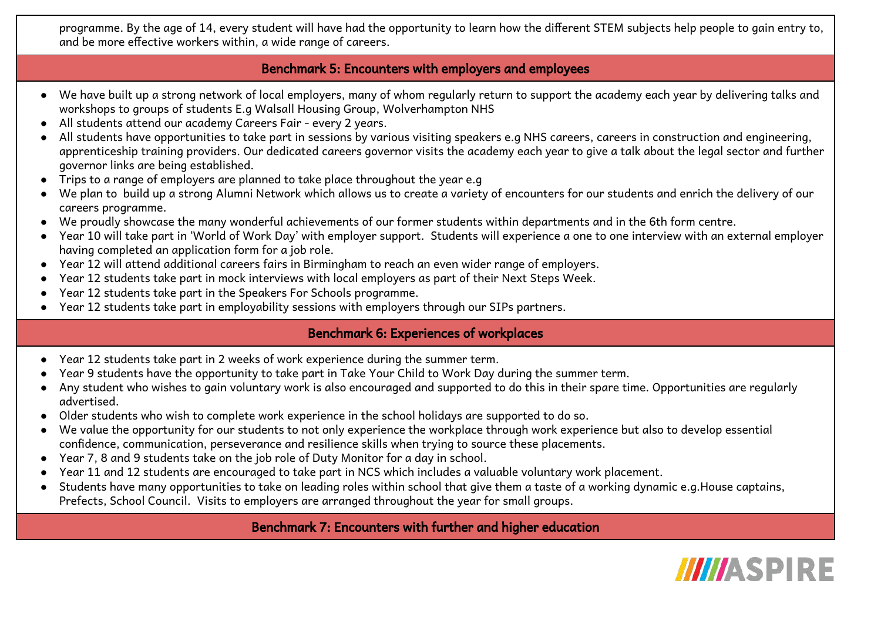programme. By the age of 14, every student will have had the opportunity to learn how the different STEM subjects help people to gain entry to, and be more effective workers within, a wide range of careers.

## Benchmark 5: Encounters with employers and employees

- We have built up a strong network of local employers, many of whom regularly return to support the academy each year by delivering talks and workshops to groups of students E.g Walsall Housing Group, Wolverhampton NHS
- All students attend our academy Careers Fair - every 2 years.
- All students have opportunities to take part in sessions by various visiting speakers e.g NHS careers, careers in construction and engineering, apprenticeship training providers. Our dedicated careers governor visits the academy each year to give a talk about the legal sector and further governor links are being established.
- Trips to a range of employers are planned to take place throughout the year e.g
- We plan to build up a strong Alumni Network which allows us to create a variety of encounters for our students and enrich the delivery of our careers programme.
- We proudly showcase the many wonderful achievements of our former students within departments and in the 6th form centre.
- Year 10 will take part in 'World of Work Day' with employer support. Students will experience a one to one interview with an external employer having completed an application form for a job role.
- Year 12 will attend additional careers fairs in Birmingham to reach an even wider range of employers.
- Year 12 students take part in mock interviews with local employers as part of their Next Steps Week.
- Year 12 students take part in the Speakers For Schools programme.
- Year 12 students take part in employability sessions with employers through our SIPs partners.

## Benchmark 6: Experiences of workplaces

- Year 12 students take part in 2 weeks of work experience during the summer term.
- Year 9 students have the opportunity to take part in Take Your Child to Work Day during the summer term.
- Any student who wishes to gain voluntary work is also encouraged and supported to do this in their spare time. Opportunities are regularly advertised.
- Older students who wish to complete work experience in the school holidays are supported to do so.
- We value the opportunity for our students to not only experience the workplace through work experience but also to develop essential confidence, communication, perseverance and resilience skills when trying to source these placements.
- Year 7, 8 and 9 students take on the job role of Duty Monitor for a day in school.
- Year 11 and 12 students are encouraged to take part in NCS which includes a valuable voluntary work placement.
- Students have many opportunities to take on leading roles within school that give them a taste of a working dynamic e.g.House captains, Prefects, School Council. Visits to employers are arranged throughout the year for small groups.

## Benchmark 7: Encounters with further and higher education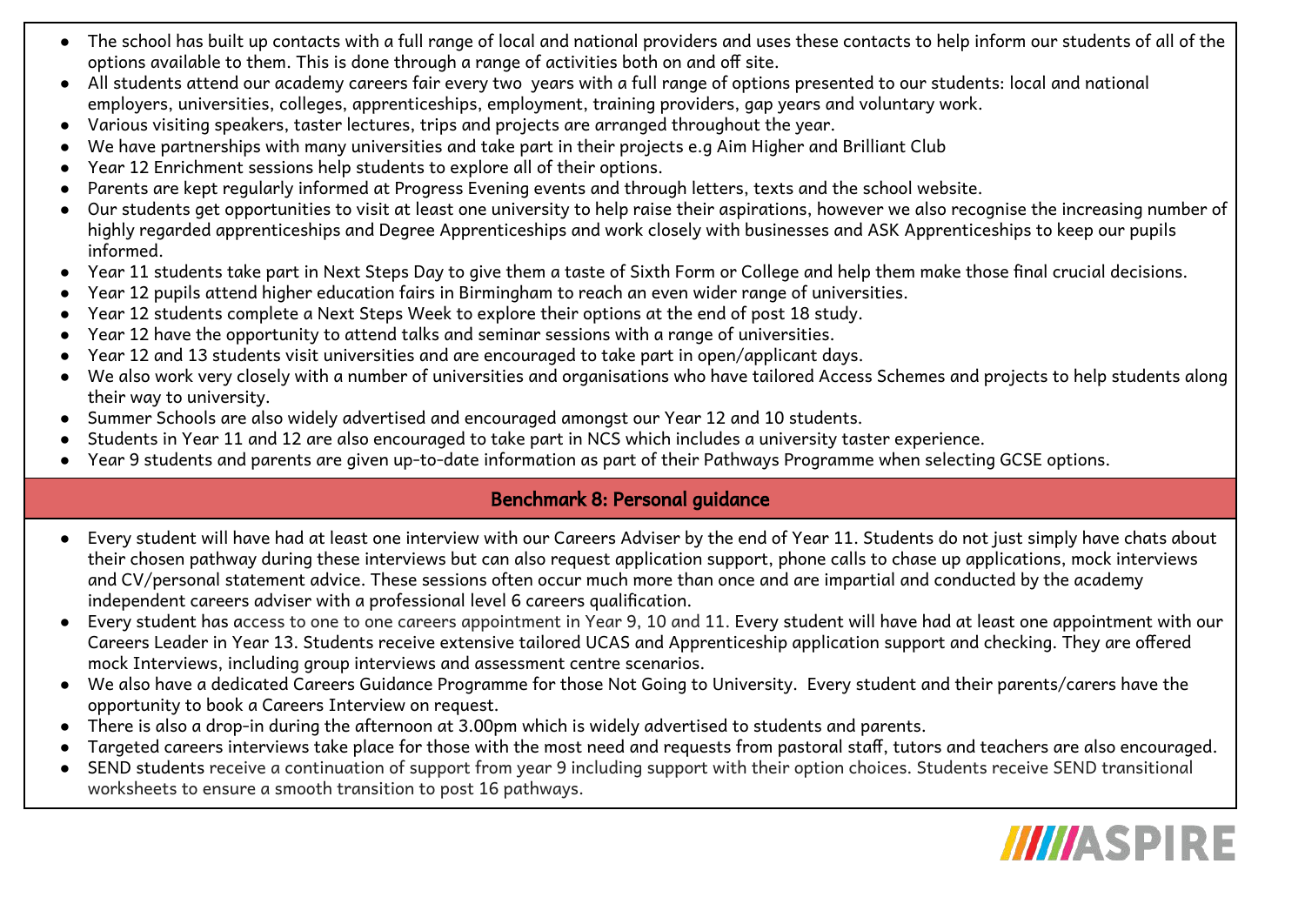- The school has built up contacts with a full range of local and national providers and uses these contacts to help inform our students of all of the options available to them. This is done through a range of activities both on and off site.
- All students attend our academy careers fair every two years with a full range of options presented to our students: local and national employers, universities, colleges, apprenticeships, employment, training providers, gap years and voluntary work.
- Various visiting speakers, taster lectures, trips and projects are arranged throughout the year.
- We have partnerships with many universities and take part in their projects e.g Aim Higher and Brilliant Club
- Year 12 Enrichment sessions help students to explore all of their options.
- Parents are kept regularly informed at Progress Evening events and through letters, texts and the school website.
- Our students get opportunities to visit at least one university to help raise their aspirations, however we also recognise the increasing number of highly regarded apprenticeships and Degree Apprenticeships and work closely with businesses and ASK Apprenticeships to keep our pupils informed.
- Year 11 students take part in Next Steps Day to give them a taste of Sixth Form or College and help them make those final crucial decisions.
- Year 12 pupils attend higher education fairs in Birmingham to reach an even wider range of universities.
- Year 12 students complete a Next Steps Week to explore their options at the end of post 18 study.
- Year 12 have the opportunity to attend talks and seminar sessions with a range of universities.
- Year 12 and 13 students visit universities and are encouraged to take part in open/applicant days.
- We also work very closely with a number of universities and organisations who have tailored Access Schemes and projects to help students along their way to university.
- Summer Schools are also widely advertised and encouraged amongst our Year 12 and 10 students.
- Students in Year 11 and 12 are also encouraged to take part in NCS which includes a university taster experience.
- Year 9 students and parents are given up-to-date information as part of their Pathways Programme when selecting GCSE options.

## Benchmark 8: Personal guidance

- Every student will have had at least one interview with our Careers Adviser by the end of Year 11. Students do not just simply have chats about their chosen pathway during these interviews but can also request application support, phone calls to chase up applications, mock interviews and CV/personal statement advice. These sessions often occur much more than once and are impartial and conducted by the academy independent careers adviser with a professional level 6 careers qualification.
- Every student has access to one to one careers appointment in Year 9, 10 and 11. Every student will have had at least one appointment with our Careers Leader in Year 13. Students receive extensive tailored UCAS and Apprenticeship application support and checking. They are offered mock Interviews, including group interviews and assessment centre scenarios.
- We also have a dedicated Careers Guidance Programme for those Not Going to University. Every student and their parents/carers have the opportunity to book a Careers Interview on request.
- There is also a drop-in during the afternoon at 3.00pm which is widely advertised to students and parents.
- Targeted careers interviews take place for those with the most need and requests from pastoral staff, tutors and teachers are also encouraged.
- SEND students receive a continuation of support from year 9 including support with their option choices. Students receive SEND transitional worksheets to ensure a smooth transition to post 16 pathways.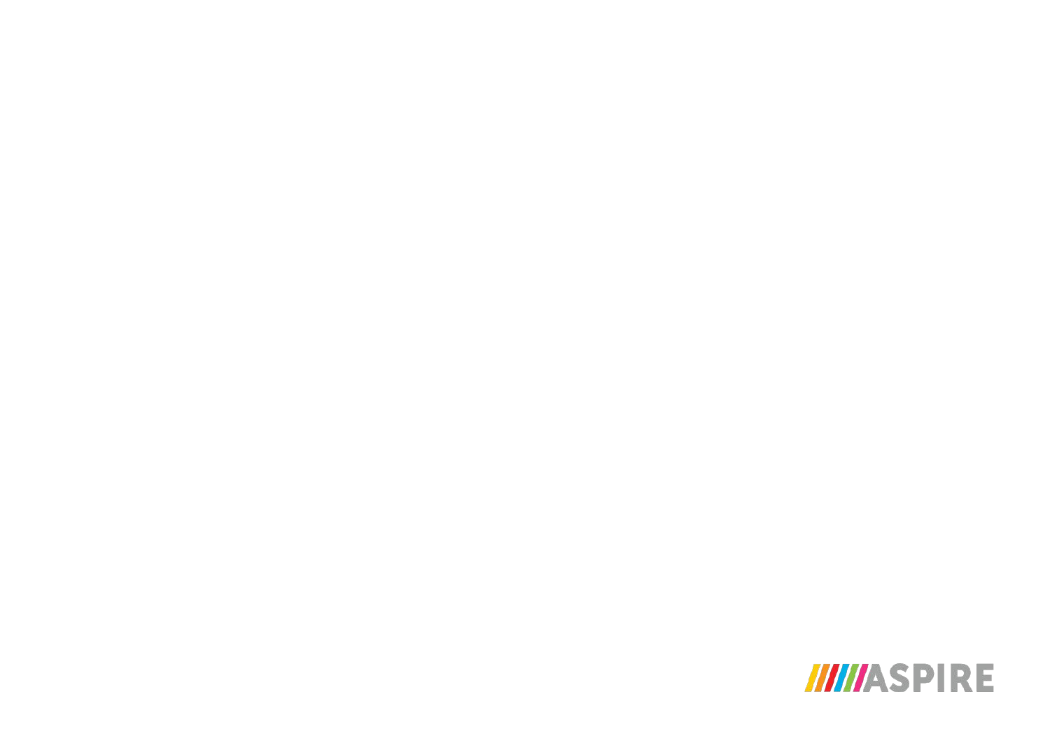ASPIRE